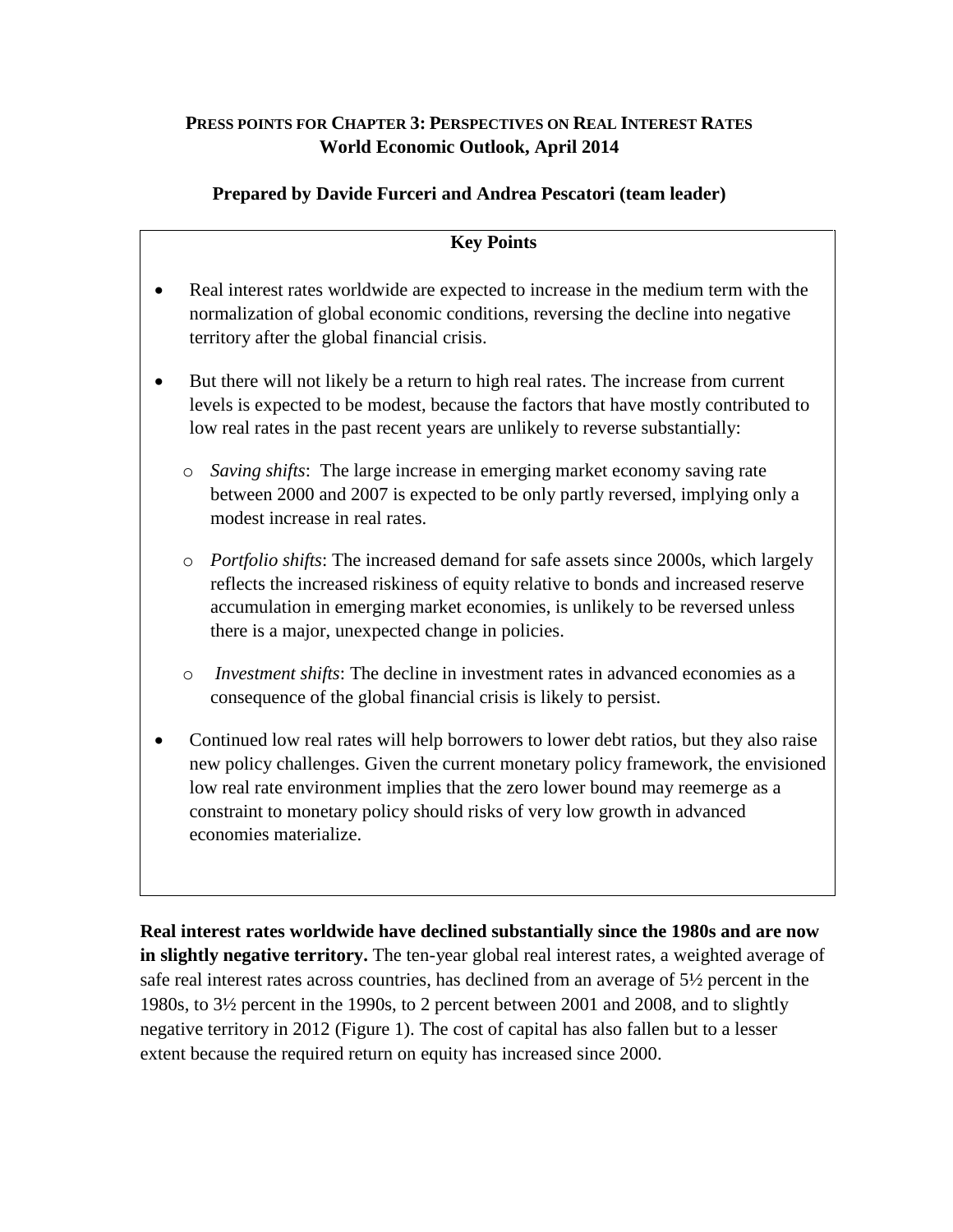**PRESS POINTS FOR CHAPTER 3: PERSPECTIVES ON REAL INTEREST RATES**
**World Economic Outlook, April 2014**

**Prepared by Davide Furceri and Andrea Pescatori (team leader)**

**Key Points**

- Real interest rates worldwide are expected to increase in the medium term with the normalization of global economic conditions, reversing the decline into negative territory after the global financial crisis.

- But there will not likely be a return to high real rates. The increase from current levels is expected to be modest, because the factors that have mostly contributed to low real rates in the past recent years are unlikely to reverse substantially:

  - *Saving shifts*: The large increase in emerging market economy saving rate between 2000 and 2007 is expected to be only partly reversed, implying only a modest increase in real rates.

  - *Portfolio shifts*: The increased demand for safe assets since 2000s, which largely reflects the increased riskiness of equity relative to bonds and increased reserve accumulation in emerging market economies, is unlikely to be reversed unless there is a major, unexpected change in policies.

  - *Investment shifts*: The decline in investment rates in advanced economies as a consequence of the global financial crisis is likely to persist.

- Continued low real rates will help borrowers to lower debt ratios, but they also raise new policy challenges. Given the current monetary policy framework, the envisioned low real rate environment implies that the zero lower bound may reemerge as a constraint to monetary policy should risks of very low growth in advanced economies materialize.

**Real interest rates worldwide have declined substantially since the 1980s and are now in slightly negative territory.** The ten-year global real interest rates, a weighted average of safe real interest rates across countries, has declined from an average of 5½ percent in the 1980s, to 3½ percent in the 1990s, to 2 percent between 2001 and 2008, and to slightly negative territory in 2012 (Figure 1). The cost of capital has also fallen but to a lesser extent because the required return on equity has increased since 2000.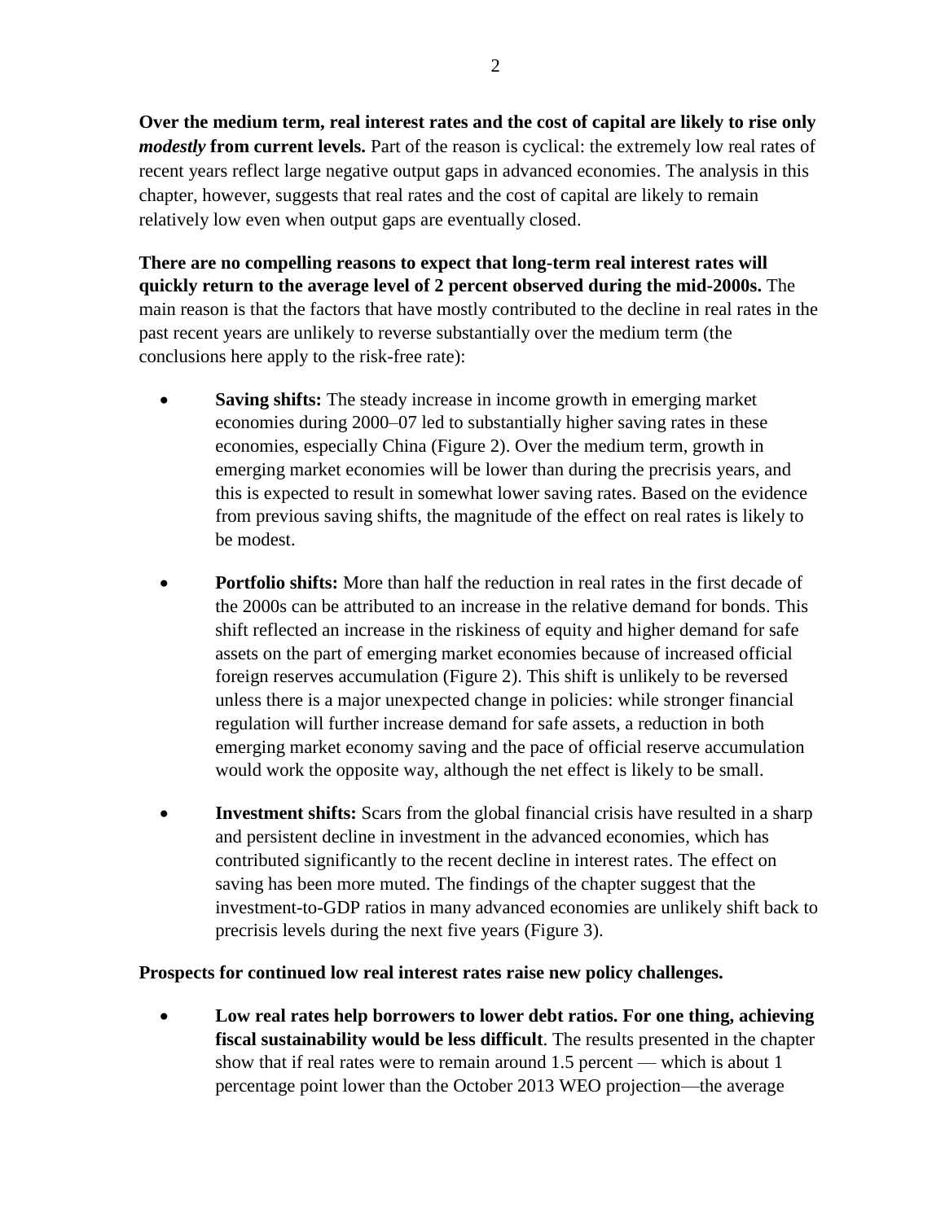**Over the medium term, real interest rates and the cost of capital are likely to rise only *modestly* from current levels.** Part of the reason is cyclical: the extremely low real rates of recent years reflect large negative output gaps in advanced economies. The analysis in this chapter, however, suggests that real rates and the cost of capital are likely to remain relatively low even when output gaps are eventually closed.

**There are no compelling reasons to expect that long-term real interest rates will quickly return to the average level of 2 percent observed during the mid-2000s.** The main reason is that the factors that have mostly contributed to the decline in real rates in the past recent years are unlikely to reverse substantially over the medium term (the conclusions here apply to the risk-free rate):

- **Saving shifts:** The steady increase in income growth in emerging market economies during 2000–07 led to substantially higher saving rates in these economies, especially China (Figure 2). Over the medium term, growth in emerging market economies will be lower than during the precrisis years, and this is expected to result in somewhat lower saving rates. Based on the evidence from previous saving shifts, the magnitude of the effect on real rates is likely to be modest.

- **Portfolio shifts:** More than half the reduction in real rates in the first decade of the 2000s can be attributed to an increase in the relative demand for bonds. This shift reflected an increase in the riskiness of equity and higher demand for safe assets on the part of emerging market economies because of increased official foreign reserves accumulation (Figure 2). This shift is unlikely to be reversed unless there is a major unexpected change in policies: while stronger financial regulation will further increase demand for safe assets, a reduction in both emerging market economy saving and the pace of official reserve accumulation would work the opposite way, although the net effect is likely to be small.

- **Investment shifts:** Scars from the global financial crisis have resulted in a sharp and persistent decline in investment in the advanced economies, which has contributed significantly to the recent decline in interest rates. The effect on saving has been more muted. The findings of the chapter suggest that the investment-to-GDP ratios in many advanced economies are unlikely shift back to precrisis levels during the next five years (Figure 3).

**Prospects for continued low real interest rates raise new policy challenges.**

- **Low real rates help borrowers to lower debt ratios. For one thing, achieving fiscal sustainability would be less difficult**. The results presented in the chapter show that if real rates were to remain around 1.5 percent — which is about 1 percentage point lower than the October 2013 WEO projection—the average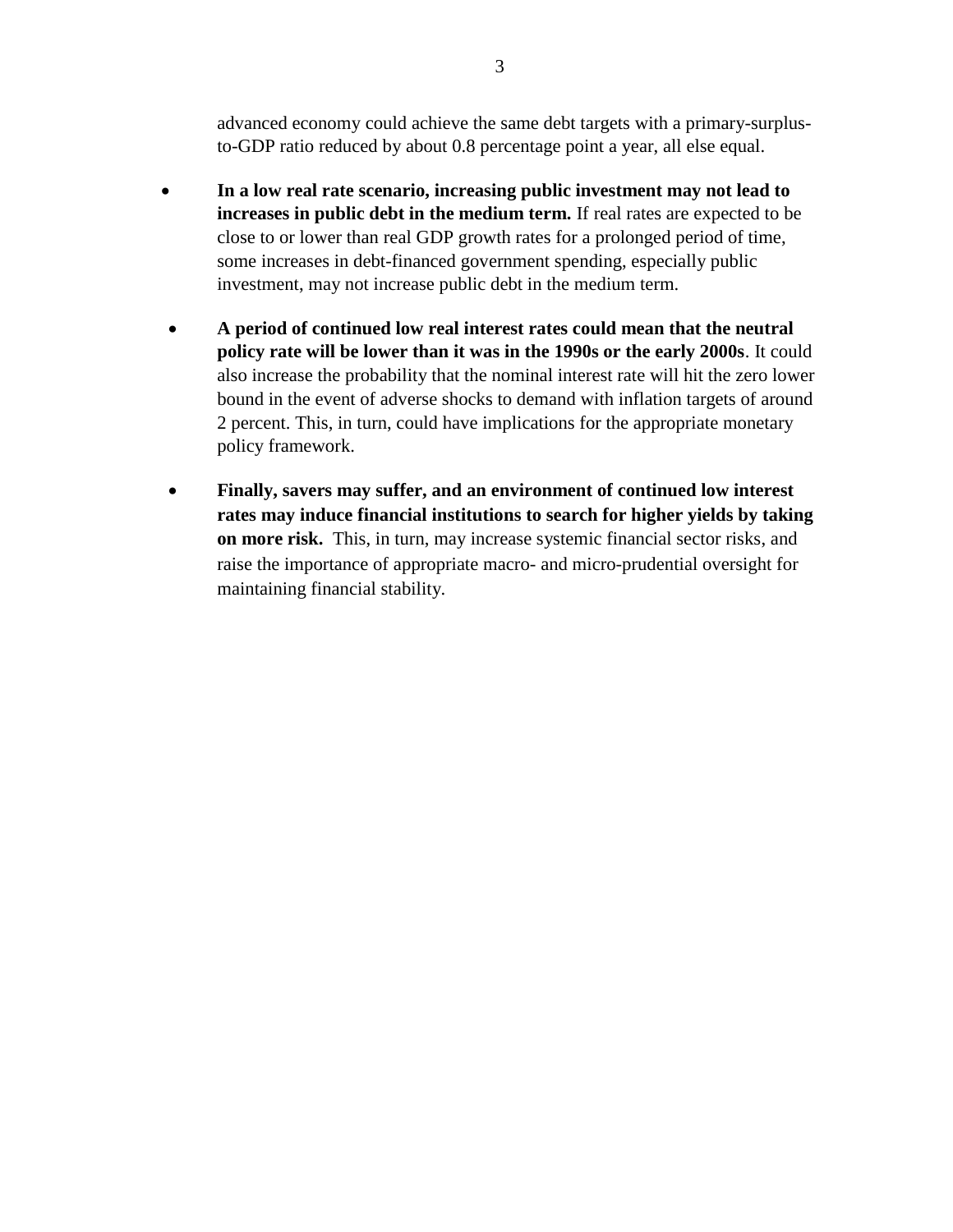advanced economy could achieve the same debt targets with a primary-surplus-to-GDP ratio reduced by about 0.8 percentage point a year, all else equal.

- **In a low real rate scenario, increasing public investment may not lead to increases in public debt in the medium term.** If real rates are expected to be close to or lower than real GDP growth rates for a prolonged period of time, some increases in debt-financed government spending, especially public investment, may not increase public debt in the medium term.

- **A period of continued low real interest rates could mean that the neutral policy rate will be lower than it was in the 1990s or the early 2000s**. It could also increase the probability that the nominal interest rate will hit the zero lower bound in the event of adverse shocks to demand with inflation targets of around 2 percent. This, in turn, could have implications for the appropriate monetary policy framework.

- **Finally, savers may suffer, and an environment of continued low interest rates may induce financial institutions to search for higher yields by taking on more risk.** This, in turn, may increase systemic financial sector risks, and raise the importance of appropriate macro- and micro-prudential oversight for maintaining financial stability.